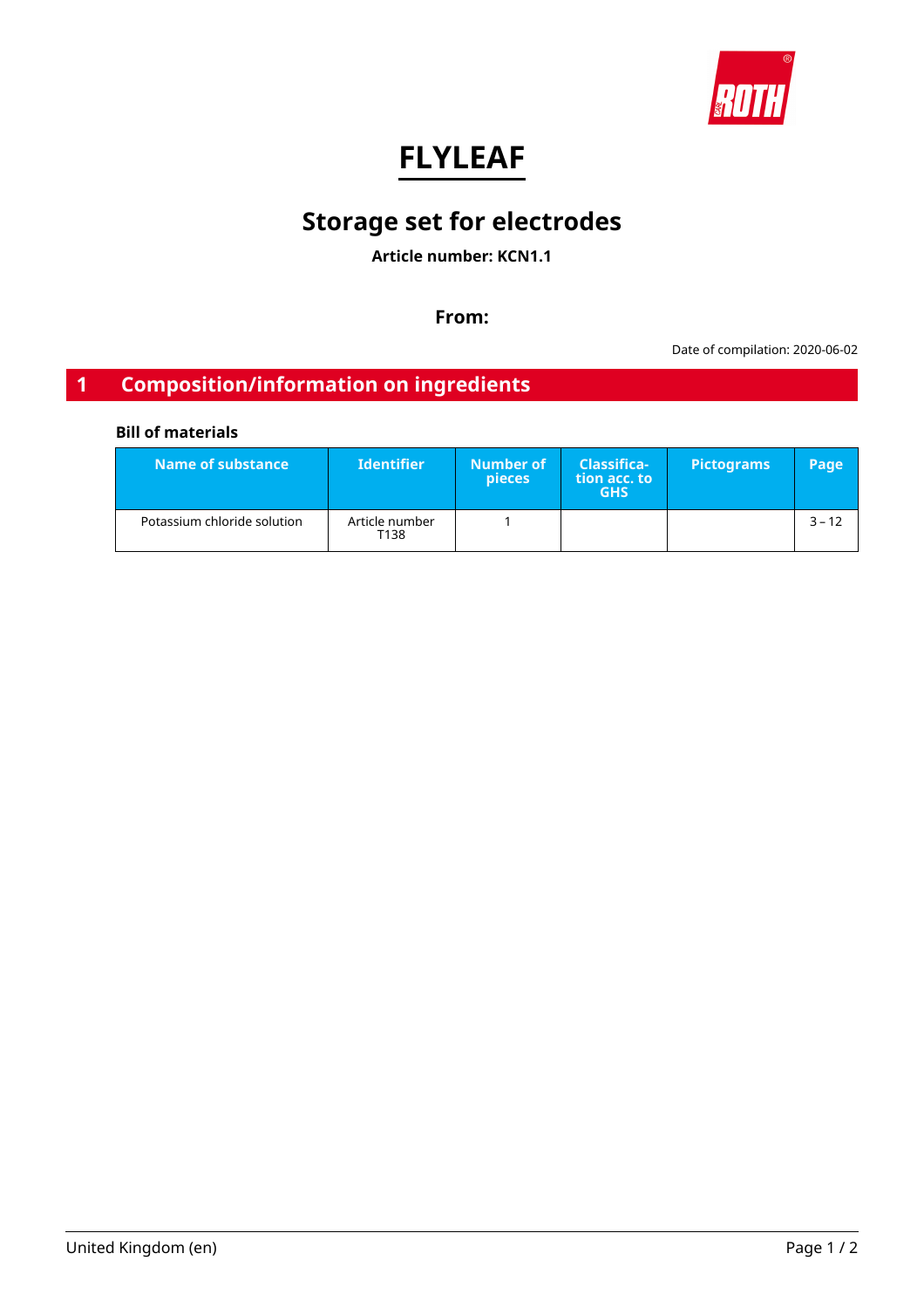# FLYLEAF

## Storage set for electrodes

**Article number: KCN1.1**

**From:**

Date of compilation: 2020-06-02

## 1 Composition/information on ingredients

**Bill of materials**

| Name of substance | Identifier | Number of pieces | Classification acc. to GHS | Pictograms | Page |
|---|---|---|---|---|---|
| Potassium chloride solution | Article number T138 | 1 | | | 3 – 12 |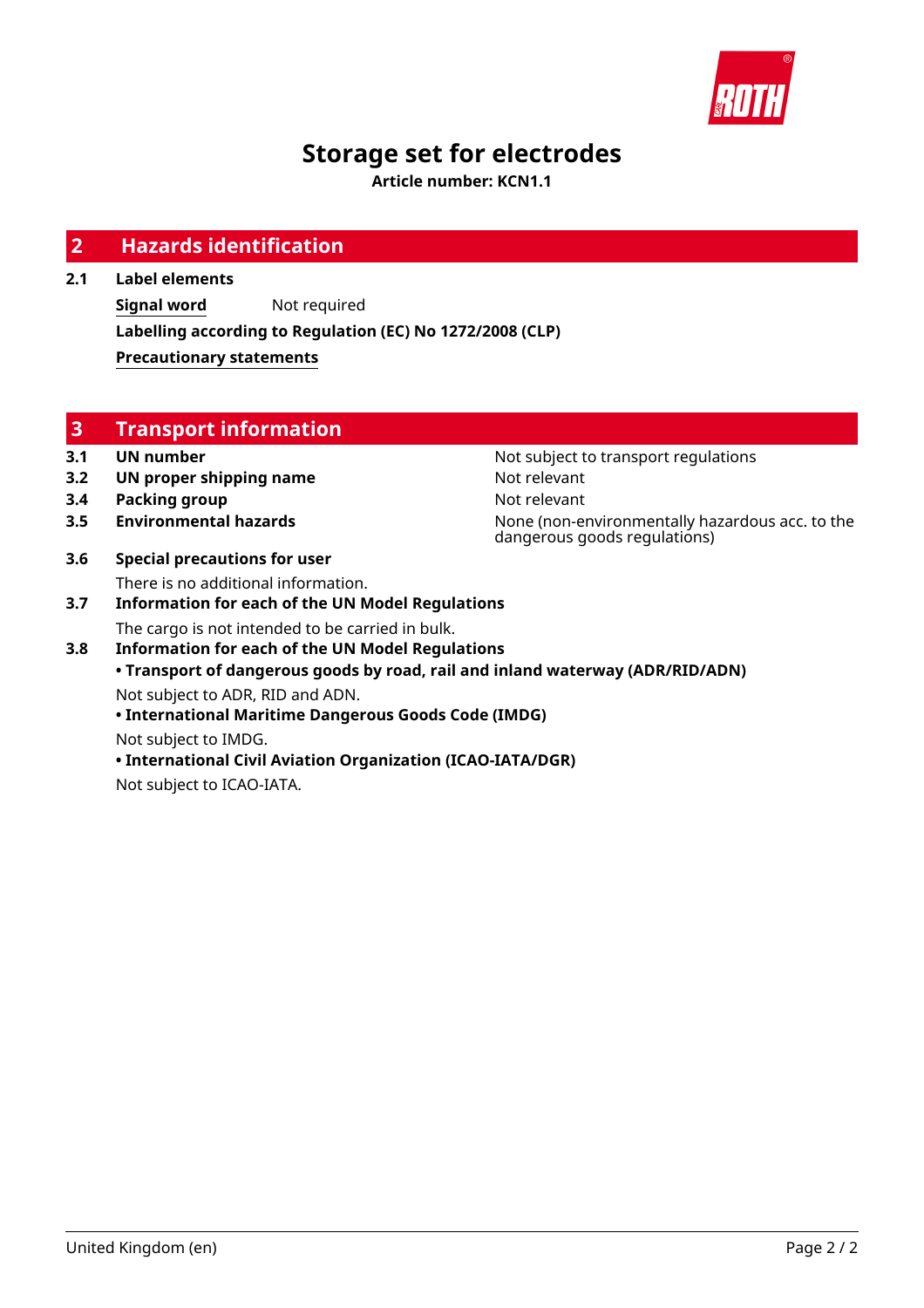# Storage set for electrodes

**Article number: KCN1.1**

## 2 Hazards identification

**2.1 Label elements**

**Signal word** Not required

**Labelling according to Regulation (EC) No 1272/2008 (CLP)**

**Precautionary statements**

## 3 Transport information

| | | |
|---|---|---|
| **3.1** | **UN number** | Not subject to transport regulations |
| **3.2** | **UN proper shipping name** | Not relevant |
| **3.4** | **Packing group** | Not relevant |
| **3.5** | **Environmental hazards** | None (non-environmentally hazardous acc. to the dangerous goods regulations) |

**3.6 Special precautions for user**

There is no additional information.

**3.7 Information for each of the UN Model Regulations**

The cargo is not intended to be carried in bulk.

**3.8 Information for each of the UN Model Regulations**

**• Transport of dangerous goods by road, rail and inland waterway (ADR/RID/ADN)**

Not subject to ADR, RID and ADN.

**• International Maritime Dangerous Goods Code (IMDG)**

Not subject to IMDG.

**• International Civil Aviation Organization (ICAO-IATA/DGR)**

Not subject to ICAO-IATA.

United Kingdom (en)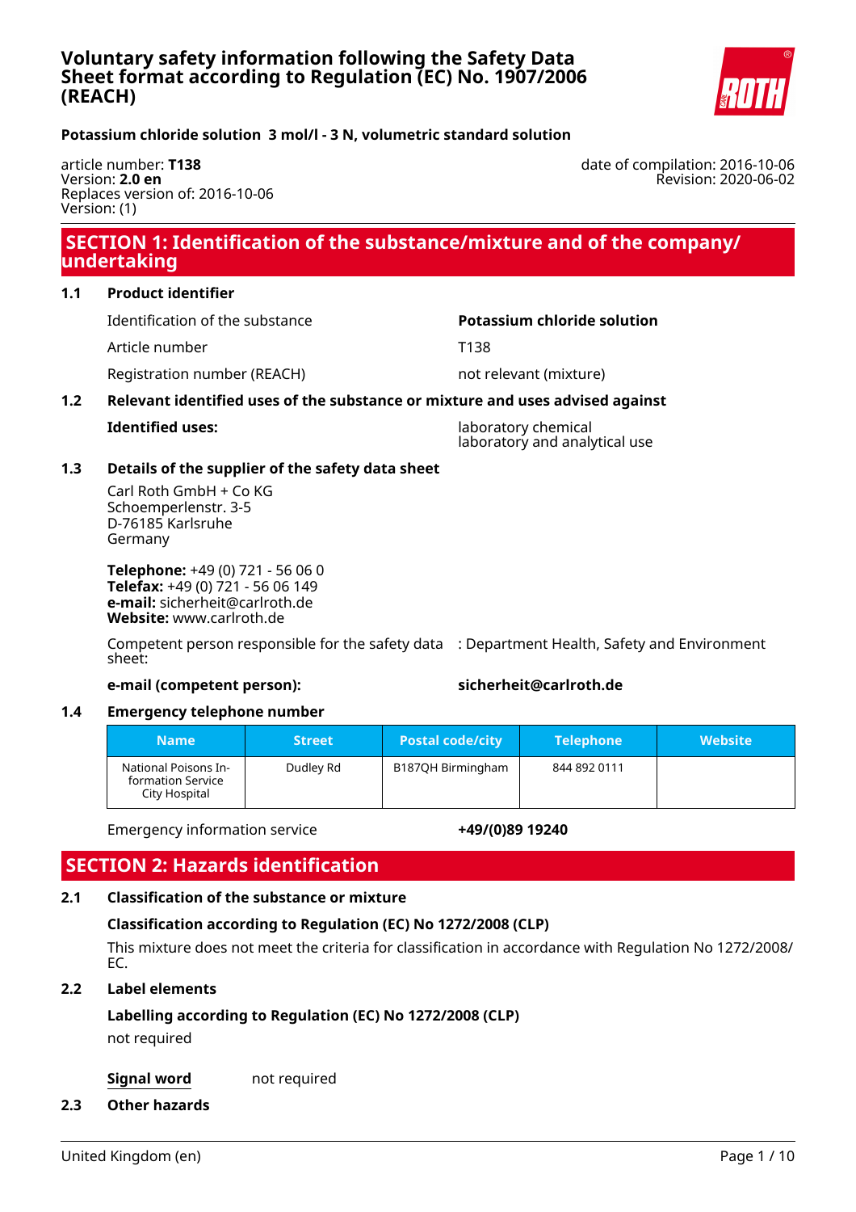# Voluntary safety information following the Safety Data Sheet format according to Regulation (EC) No. 1907/2006 (REACH)

**Potassium chloride solution 3 mol/l - 3 N, volumetric standard solution**

article number: **T138**
Version: **2.0 en**
Replaces version of: 2016-10-06
Version: (1)

date of compilation: 2016-10-06
Revision: 2020-06-02

## SECTION 1: Identification of the substance/mixture and of the company/ undertaking

### 1.1 Product identifier

Identification of the substance: **Potassium chloride solution**

Article number: T138

Registration number (REACH): not relevant (mixture)

### 1.2 Relevant identified uses of the substance or mixture and uses advised against

**Identified uses:** laboratory chemical
laboratory and analytical use

### 1.3 Details of the supplier of the safety data sheet

Carl Roth GmbH + Co KG
Schoemperlenstr. 3-5
D-76185 Karlsruhe
Germany

**Telephone:** +49 (0) 721 - 56 06 0
**Telefax:** +49 (0) 721 - 56 06 149
**e-mail:** sicherheit@carlroth.de
**Website:** www.carlroth.de

Competent person responsible for the safety data sheet: : Department Health, Safety and Environment

**e-mail (competent person):** **sicherheit@carlroth.de**

### 1.4 Emergency telephone number

| Name | Street | Postal code/city | Telephone | Website |
|---|---|---|---|---|
| National Poisons Information Service City Hospital | Dudley Rd | B187QH Birmingham | 844 892 0111 | |

Emergency information service: **+49/(0)89 19240**

## SECTION 2: Hazards identification

### 2.1 Classification of the substance or mixture

**Classification according to Regulation (EC) No 1272/2008 (CLP)**

This mixture does not meet the criteria for classification in accordance with Regulation No 1272/2008/ EC.

### 2.2 Label elements

**Labelling according to Regulation (EC) No 1272/2008 (CLP)**

not required

**Signal word** not required

### 2.3 Other hazards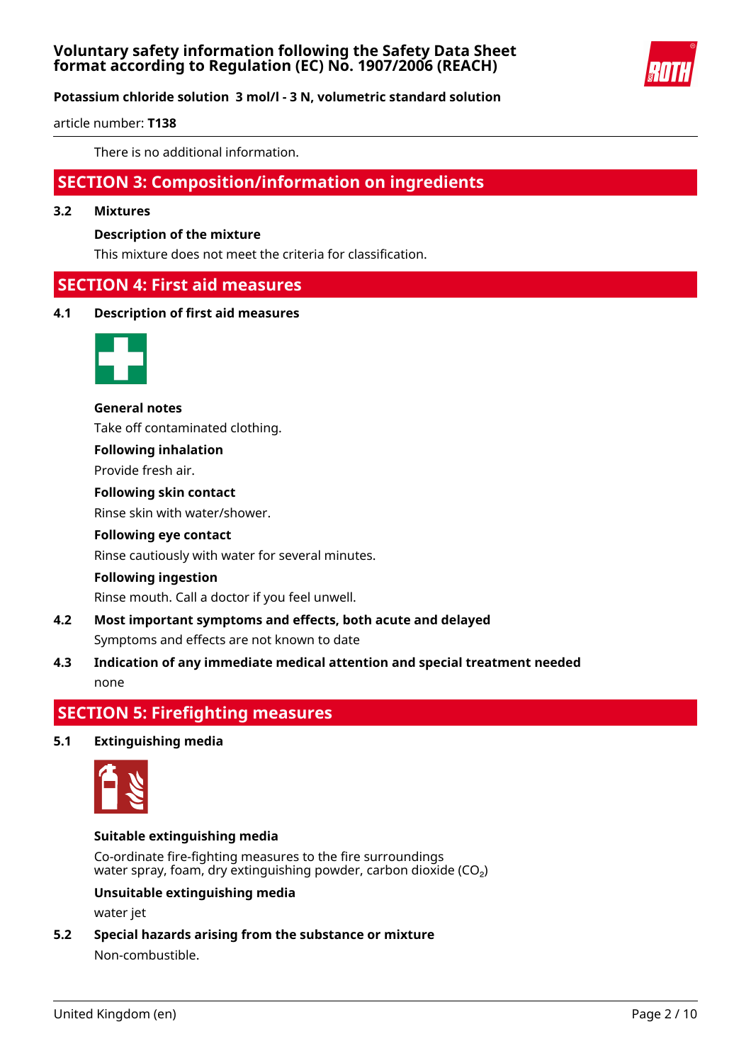There is no additional information.

## SECTION 3: Composition/information on ingredients

### 3.2 Mixtures

**Description of the mixture**

This mixture does not meet the criteria for classification.

## SECTION 4: First aid measures

### 4.1 Description of first aid measures

**General notes**

Take off contaminated clothing.

**Following inhalation**

Provide fresh air.

**Following skin contact**

Rinse skin with water/shower.

**Following eye contact**

Rinse cautiously with water for several minutes.

**Following ingestion**

Rinse mouth. Call a doctor if you feel unwell.

### 4.2 Most important symptoms and effects, both acute and delayed

Symptoms and effects are not known to date

### 4.3 Indication of any immediate medical attention and special treatment needed

none

## SECTION 5: Firefighting measures

### 5.1 Extinguishing media

**Suitable extinguishing media**

Co-ordinate fire-fighting measures to the fire surroundings
water spray, foam, dry extinguishing powder, carbon dioxide ($CO_2$)

**Unsuitable extinguishing media**

water jet

### 5.2 Special hazards arising from the substance or mixture

Non-combustible.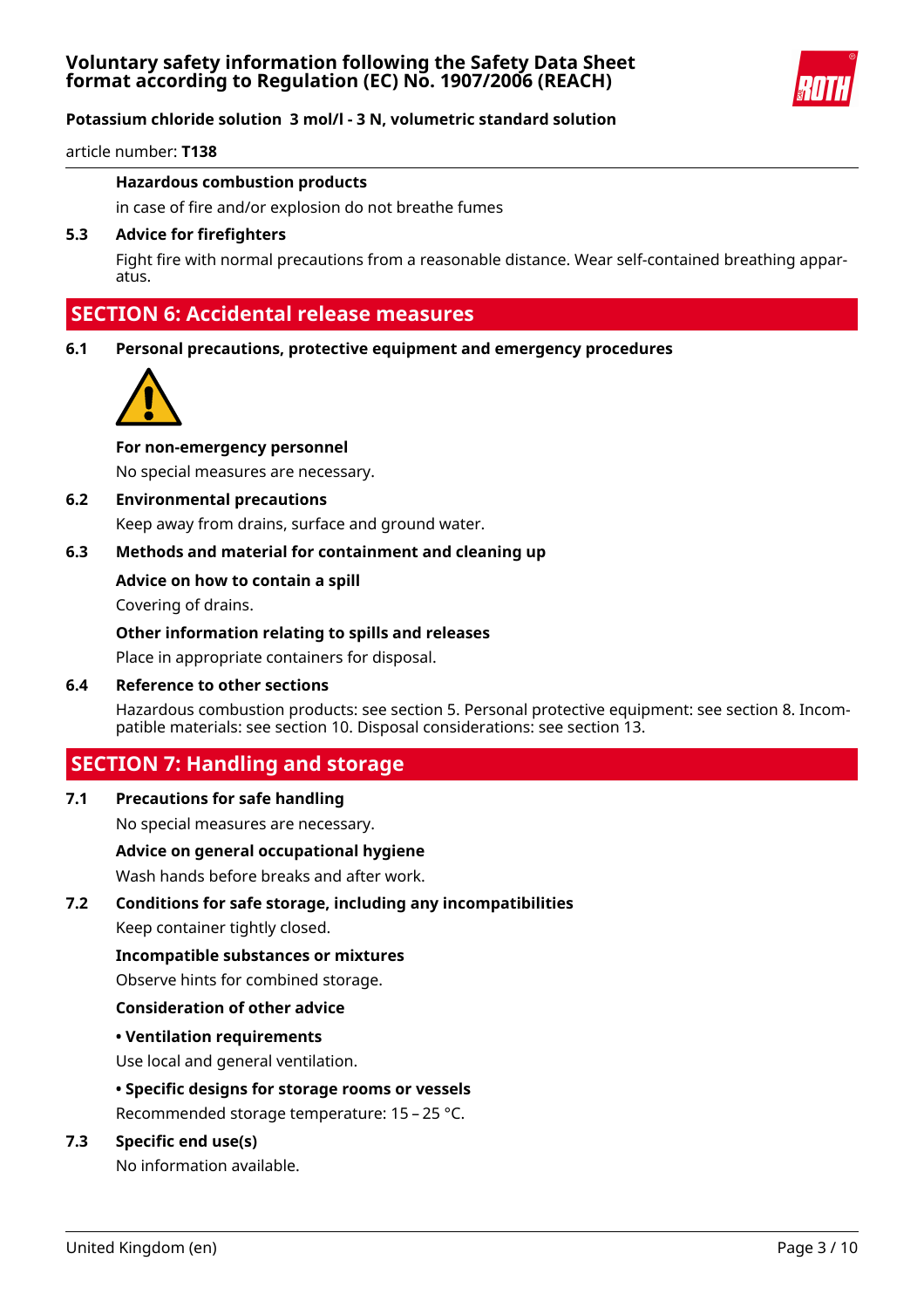**Hazardous combustion products**

in case of fire and/or explosion do not breathe fumes

**5.3 Advice for firefighters**

Fight fire with normal precautions from a reasonable distance. Wear self-contained breathing apparatus.

## SECTION 6: Accidental release measures

**6.1 Personal precautions, protective equipment and emergency procedures**

**For non-emergency personnel**

No special measures are necessary.

**6.2 Environmental precautions**

Keep away from drains, surface and ground water.

**6.3 Methods and material for containment and cleaning up**

**Advice on how to contain a spill**

Covering of drains.

**Other information relating to spills and releases**

Place in appropriate containers for disposal.

**6.4 Reference to other sections**

Hazardous combustion products: see section 5. Personal protective equipment: see section 8. Incompatible materials: see section 10. Disposal considerations: see section 13.

## SECTION 7: Handling and storage

**7.1 Precautions for safe handling**

No special measures are necessary.

**Advice on general occupational hygiene**

Wash hands before breaks and after work.

**7.2 Conditions for safe storage, including any incompatibilities**

Keep container tightly closed.

**Incompatible substances or mixtures**

Observe hints for combined storage.

**Consideration of other advice**

**• Ventilation requirements**

Use local and general ventilation.

**• Specific designs for storage rooms or vessels**

Recommended storage temperature: 15 – 25 °C.

**7.3 Specific end use(s)**

No information available.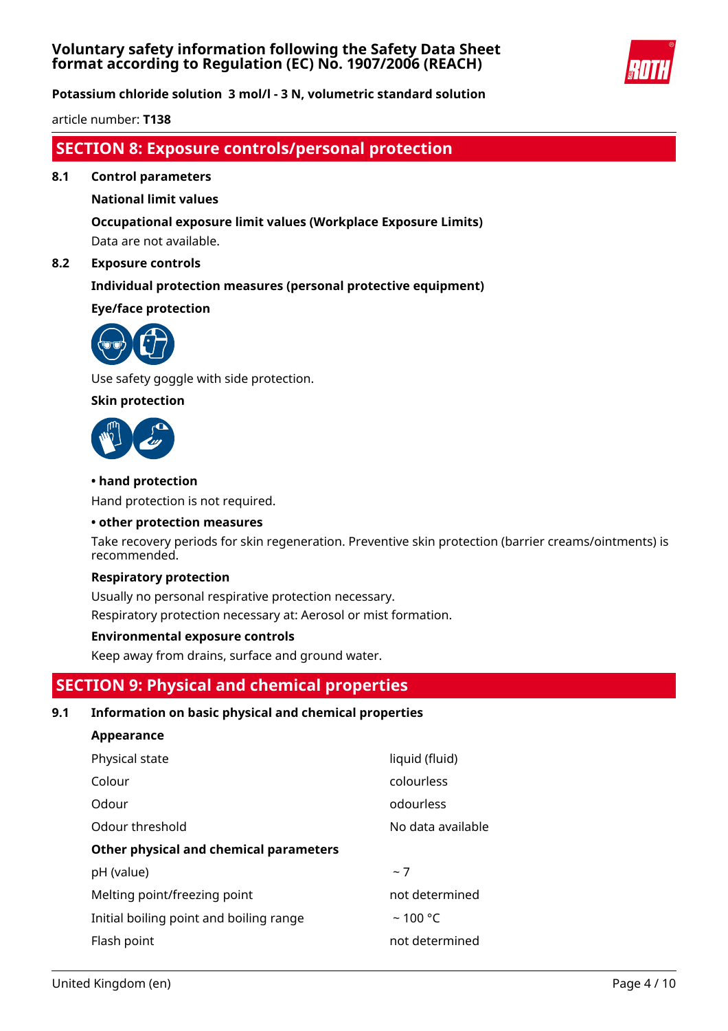## SECTION 8: Exposure controls/personal protection

### 8.1 Control parameters

**National limit values**

**Occupational exposure limit values (Workplace Exposure Limits)**

Data are not available.

### 8.2 Exposure controls

**Individual protection measures (personal protective equipment)**

**Eye/face protection**

Use safety goggle with side protection.

**Skin protection**

**• hand protection**

Hand protection is not required.

**• other protection measures**

Take recovery periods for skin regeneration. Preventive skin protection (barrier creams/ointments) is recommended.

**Respiratory protection**

Usually no personal respirative protection necessary.

Respiratory protection necessary at: Aerosol or mist formation.

**Environmental exposure controls**

Keep away from drains, surface and ground water.

## SECTION 9: Physical and chemical properties

### 9.1 Information on basic physical and chemical properties

**Appearance**

| | |
|---|---|
| Physical state | liquid (fluid) |
| Colour | colourless |
| Odour | odourless |
| Odour threshold | No data available |
| **Other physical and chemical parameters** | |
| pH (value) | ~ 7 |
| Melting point/freezing point | not determined |
| Initial boiling point and boiling range | ~ 100 °C |
| Flash point | not determined |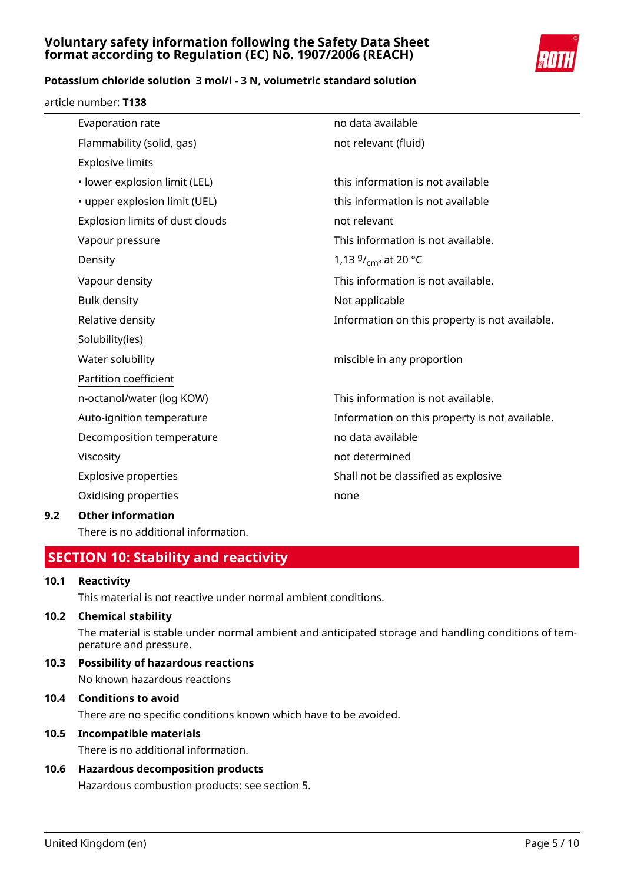| | |
|---|---|
| Evaporation rate | no data available |
| Flammability (solid, gas) | not relevant (fluid) |
| Explosive limits | |
| • lower explosion limit (LEL) | this information is not available |
| • upper explosion limit (UEL) | this information is not available |
| Explosion limits of dust clouds | not relevant |
| Vapour pressure | This information is not available. |
| Density | 1,13 $^{g}/_{cm^3}$ at 20 °C |
| Vapour density | This information is not available. |
| Bulk density | Not applicable |
| Relative density | Information on this property is not available. |
| Solubility(ies) | |
| Water solubility | miscible in any proportion |
| Partition coefficient | |
| n-octanol/water (log KOW) | This information is not available. |
| Auto-ignition temperature | Information on this property is not available. |
| Decomposition temperature | no data available |
| Viscosity | not determined |
| Explosive properties | Shall not be classified as explosive |
| Oxidising properties | none |

### 9.2 Other information

There is no additional information.

## SECTION 10: Stability and reactivity

### 10.1 Reactivity

This material is not reactive under normal ambient conditions.

### 10.2 Chemical stability

The material is stable under normal ambient and anticipated storage and handling conditions of temperature and pressure.

### 10.3 Possibility of hazardous reactions

No known hazardous reactions

### 10.4 Conditions to avoid

There are no specific conditions known which have to be avoided.

### 10.5 Incompatible materials

There is no additional information.

### 10.6 Hazardous decomposition products

Hazardous combustion products: see section 5.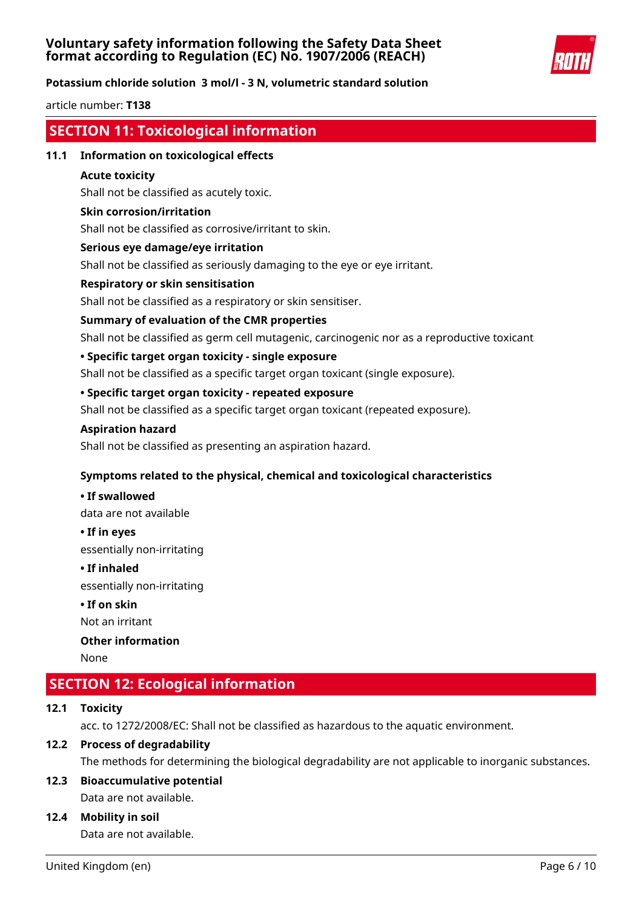## SECTION 11: Toxicological information

### 11.1 Information on toxicological effects

**Acute toxicity**

Shall not be classified as acutely toxic.

**Skin corrosion/irritation**

Shall not be classified as corrosive/irritant to skin.

**Serious eye damage/eye irritation**

Shall not be classified as seriously damaging to the eye or eye irritant.

**Respiratory or skin sensitisation**

Shall not be classified as a respiratory or skin sensitiser.

**Summary of evaluation of the CMR properties**

Shall not be classified as germ cell mutagenic, carcinogenic nor as a reproductive toxicant

**• Specific target organ toxicity - single exposure**

Shall not be classified as a specific target organ toxicant (single exposure).

**• Specific target organ toxicity - repeated exposure**

Shall not be classified as a specific target organ toxicant (repeated exposure).

**Aspiration hazard**

Shall not be classified as presenting an aspiration hazard.

**Symptoms related to the physical, chemical and toxicological characteristics**

**• If swallowed**

data are not available

**• If in eyes**

essentially non-irritating

**• If inhaled**

essentially non-irritating

**• If on skin**

Not an irritant

**Other information**

None

## SECTION 12: Ecological information

### 12.1 Toxicity

acc. to 1272/2008/EC: Shall not be classified as hazardous to the aquatic environment.

### 12.2 Process of degradability

The methods for determining the biological degradability are not applicable to inorganic substances.

### 12.3 Bioaccumulative potential

Data are not available.

### 12.4 Mobility in soil

Data are not available.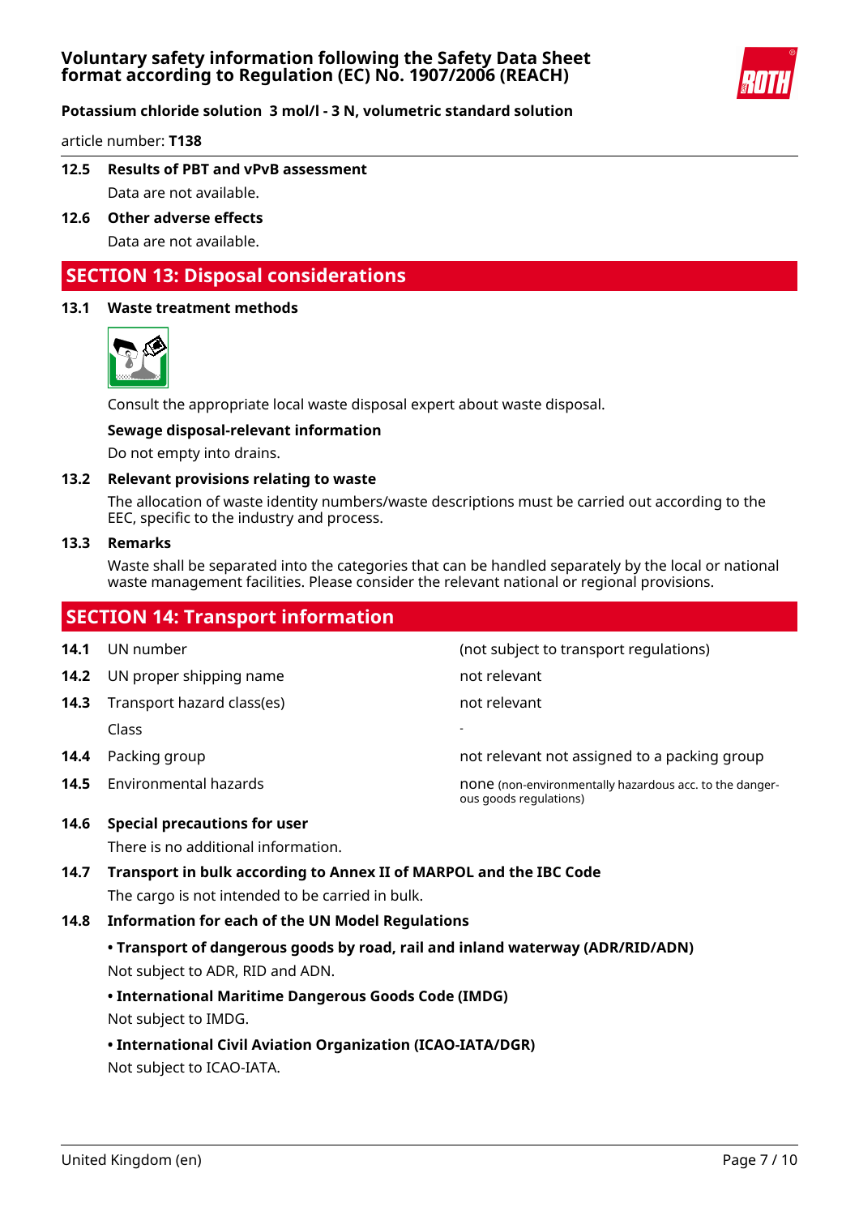### 12.5 Results of PBT and vPvB assessment

Data are not available.

### 12.6 Other adverse effects

Data are not available.

## SECTION 13: Disposal considerations

### 13.1 Waste treatment methods

Consult the appropriate local waste disposal expert about waste disposal.

**Sewage disposal-relevant information**

Do not empty into drains.

### 13.2 Relevant provisions relating to waste

The allocation of waste identity numbers/waste descriptions must be carried out according to the EEC, specific to the industry and process.

### 13.3 Remarks

Waste shall be separated into the categories that can be handled separately by the local or national waste management facilities. Please consider the relevant national or regional provisions.

## SECTION 14: Transport information

| | | |
|---|---|---|
| **14.1** | UN number | (not subject to transport regulations) |
| **14.2** | UN proper shipping name | not relevant |
| **14.3** | Transport hazard class(es) | not relevant |
| | Class | - |
| **14.4** | Packing group | not relevant not assigned to a packing group |
| **14.5** | Environmental hazards | none (non-environmentally hazardous acc. to the dangerous goods regulations) |

### 14.6 Special precautions for user

There is no additional information.

### 14.7 Transport in bulk according to Annex II of MARPOL and the IBC Code

The cargo is not intended to be carried in bulk.

### 14.8 Information for each of the UN Model Regulations

**• Transport of dangerous goods by road, rail and inland waterway (ADR/RID/ADN)**

Not subject to ADR, RID and ADN.

**• International Maritime Dangerous Goods Code (IMDG)**

Not subject to IMDG.

**• International Civil Aviation Organization (ICAO-IATA/DGR)**

Not subject to ICAO-IATA.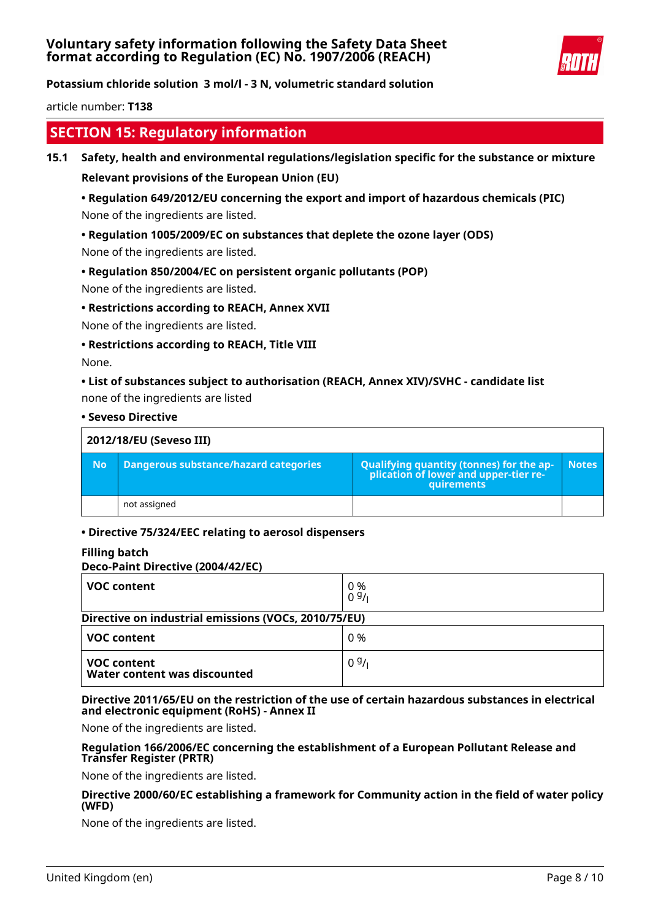## SECTION 15: Regulatory information

**15.1 Safety, health and environmental regulations/legislation specific for the substance or mixture**

**Relevant provisions of the European Union (EU)**

**• Regulation 649/2012/EU concerning the export and import of hazardous chemicals (PIC)**

None of the ingredients are listed.

**• Regulation 1005/2009/EC on substances that deplete the ozone layer (ODS)**

None of the ingredients are listed.

**• Regulation 850/2004/EC on persistent organic pollutants (POP)**

None of the ingredients are listed.

**• Restrictions according to REACH, Annex XVII**

None of the ingredients are listed.

**• Restrictions according to REACH, Title VIII**

None.

**• List of substances subject to authorisation (REACH, Annex XIV)/SVHC - candidate list**

none of the ingredients are listed

**• Seveso Directive**

| 2012/18/EU (Seveso III) | | | |
|---|---|---|---|
| **No** | **Dangerous substance/hazard categories** | **Qualifying quantity (tonnes) for the application of lower and upper-tier requirements** | **Notes** |
| | not assigned | | |

**• Directive 75/324/EEC relating to aerosol dispensers**

**Filling batch**

**Deco-Paint Directive (2004/42/EC)**

| **VOC content** | 0 %<br>0 g/l |
|---|---|

**Directive on industrial emissions (VOCs, 2010/75/EU)**

| **VOC content** | 0 % |
|---|---|
| **VOC content**<br>**Water content was discounted** | 0 g/l |

**Directive 2011/65/EU on the restriction of the use of certain hazardous substances in electrical and electronic equipment (RoHS) - Annex II**

None of the ingredients are listed.

**Regulation 166/2006/EC concerning the establishment of a European Pollutant Release and Transfer Register (PRTR)**

None of the ingredients are listed.

**Directive 2000/60/EC establishing a framework for Community action in the field of water policy (WFD)**

None of the ingredients are listed.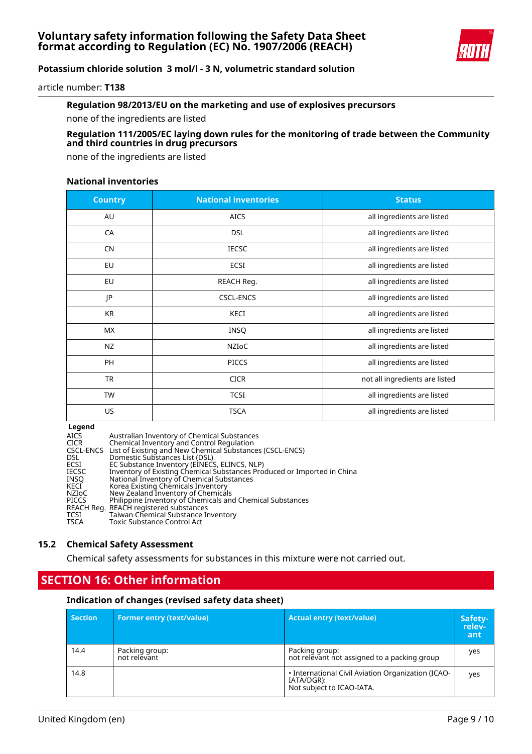#### Regulation 98/2013/EU on the marketing and use of explosives precursors

none of the ingredients are listed

#### Regulation 111/2005/EC laying down rules for the monitoring of trade between the Community and third countries in drug precursors

none of the ingredients are listed

#### National inventories

| Country | National inventories | Status |
|---|---|---|
| AU | AICS | all ingredients are listed |
| CA | DSL | all ingredients are listed |
| CN | IECSC | all ingredients are listed |
| EU | ECSI | all ingredients are listed |
| EU | REACH Reg. | all ingredients are listed |
| JP | CSCL-ENCS | all ingredients are listed |
| KR | KECI | all ingredients are listed |
| MX | INSQ | all ingredients are listed |
| NZ | NZIoC | all ingredients are listed |
| PH | PICCS | all ingredients are listed |
| TR | CICR | not all ingredients are listed |
| TW | TCSI | all ingredients are listed |
| US | TSCA | all ingredients are listed |

**Legend**

| | |
|---|---|
| AICS | Australian Inventory of Chemical Substances |
| CICR | Chemical Inventory and Control Regulation |
| CSCL-ENCS | List of Existing and New Chemical Substances (CSCL-ENCS) |
| DSL | Domestic Substances List (DSL) |
| ECSI | EC Substance Inventory (EINECS, ELINCS, NLP) |
| IECSC | Inventory of Existing Chemical Substances Produced or Imported in China |
| INSQ | National Inventory of Chemical Substances |
| KECI | Korea Existing Chemicals Inventory |
| NZIoC | New Zealand Inventory of Chemicals |
| PICCS | Philippine Inventory of Chemicals and Chemical Substances |
| REACH Reg. | REACH registered substances |
| TCSI | Taiwan Chemical Substance Inventory |
| TSCA | Toxic Substance Control Act |

### 15.2 Chemical Safety Assessment

Chemical safety assessments for substances in this mixture were not carried out.

## SECTION 16: Other information

#### Indication of changes (revised safety data sheet)

| Section | Former entry (text/value) | Actual entry (text/value) | Safety-relevant |
|---|---|---|---|
| 14.4 | Packing group: not relevant | Packing group: not relevant not assigned to a packing group | yes |
| 14.8 | | • International Civil Aviation Organization (ICAO-IATA/DGR): Not subject to ICAO-IATA. | yes |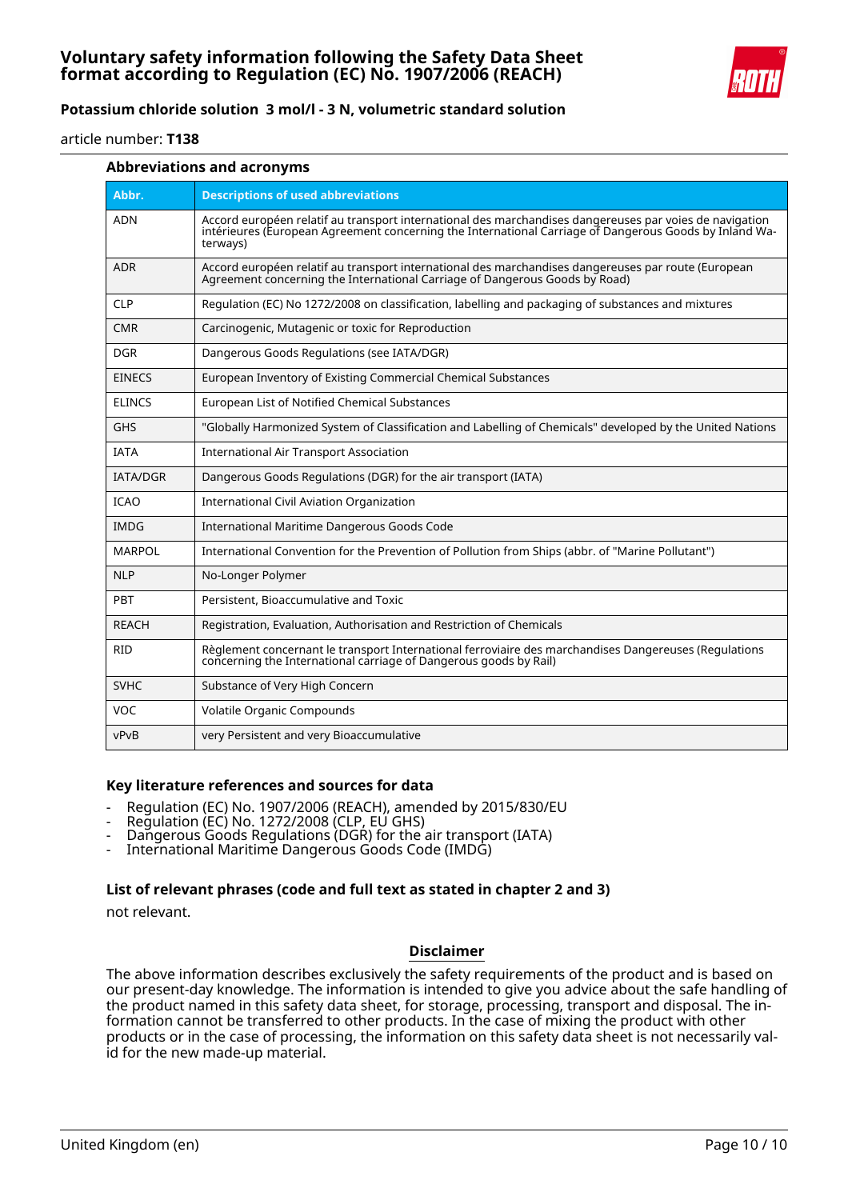### Abbreviations and acronyms

| Abbr. | Descriptions of used abbreviations |
|---|---|
| ADN | Accord européen relatif au transport international des marchandises dangereuses par voies de navigation intérieures (European Agreement concerning the International Carriage of Dangerous Goods by Inland Waterways) |
| ADR | Accord européen relatif au transport international des marchandises dangereuses par route (European Agreement concerning the International Carriage of Dangerous Goods by Road) |
| CLP | Regulation (EC) No 1272/2008 on classification, labelling and packaging of substances and mixtures |
| CMR | Carcinogenic, Mutagenic or toxic for Reproduction |
| DGR | Dangerous Goods Regulations (see IATA/DGR) |
| EINECS | European Inventory of Existing Commercial Chemical Substances |
| ELINCS | European List of Notified Chemical Substances |
| GHS | "Globally Harmonized System of Classification and Labelling of Chemicals" developed by the United Nations |
| IATA | International Air Transport Association |
| IATA/DGR | Dangerous Goods Regulations (DGR) for the air transport (IATA) |
| ICAO | International Civil Aviation Organization |
| IMDG | International Maritime Dangerous Goods Code |
| MARPOL | International Convention for the Prevention of Pollution from Ships (abbr. of "Marine Pollutant") |
| NLP | No-Longer Polymer |
| PBT | Persistent, Bioaccumulative and Toxic |
| REACH | Registration, Evaluation, Authorisation and Restriction of Chemicals |
| RID | Règlement concernant le transport International ferroviaire des marchandises Dangereuses (Regulations concerning the International carriage of Dangerous goods by Rail) |
| SVHC | Substance of Very High Concern |
| VOC | Volatile Organic Compounds |
| vPvB | very Persistent and very Bioaccumulative |

### Key literature references and sources for data

- Regulation (EC) No. 1907/2006 (REACH), amended by 2015/830/EU
- Regulation (EC) No. 1272/2008 (CLP, EU GHS)
- Dangerous Goods Regulations (DGR) for the air transport (IATA)
- International Maritime Dangerous Goods Code (IMDG)

### List of relevant phrases (code and full text as stated in chapter 2 and 3)

not relevant.

### Disclaimer

The above information describes exclusively the safety requirements of the product and is based on our present-day knowledge. The information is intended to give you advice about the safe handling of the product named in this safety data sheet, for storage, processing, transport and disposal. The information cannot be transferred to other products. In the case of mixing the product with other products or in the case of processing, the information on this safety data sheet is not necessarily valid for the new made-up material.